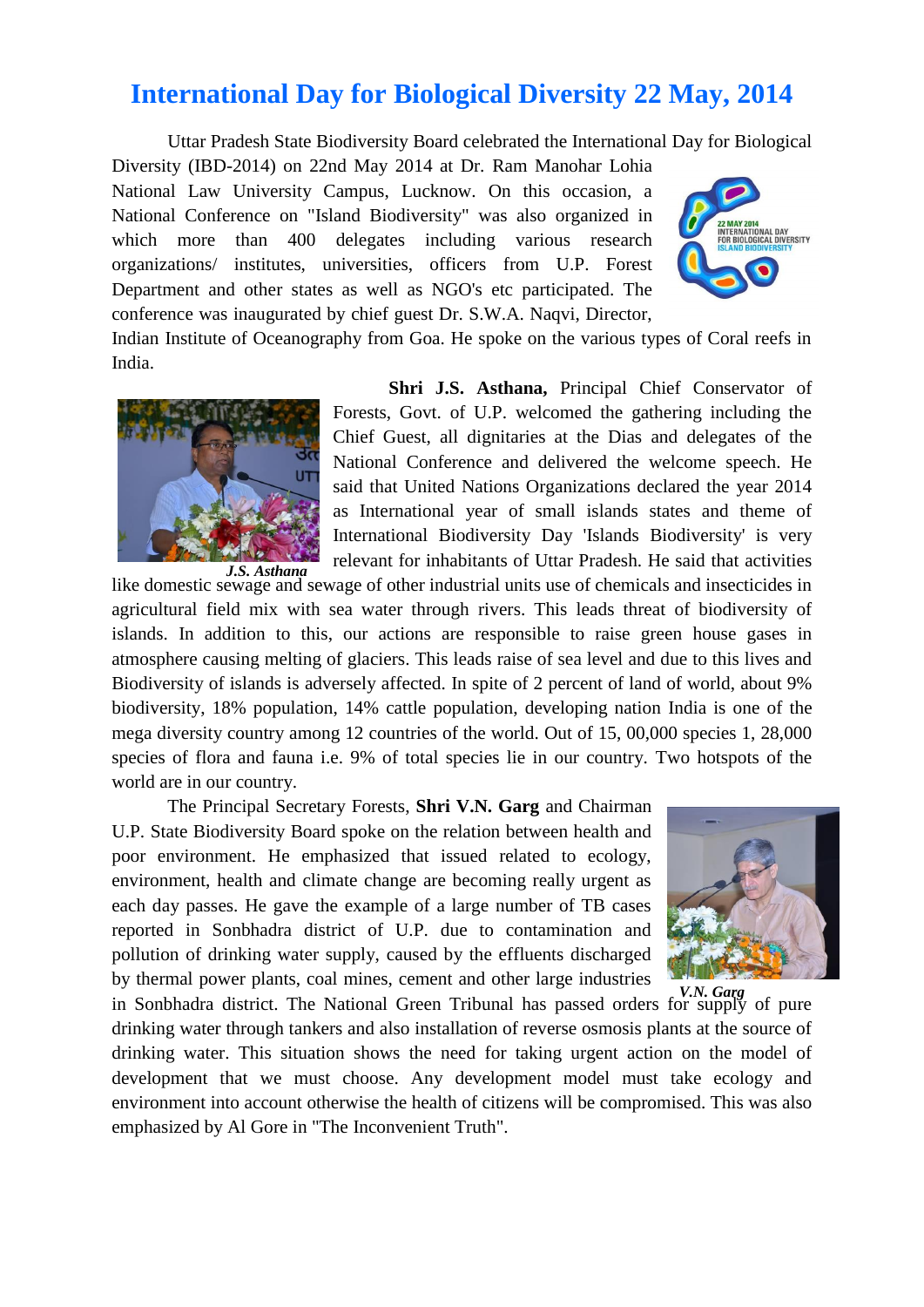# International Day for Biological Diversity 22 May, 2014

Uttar Pradesh State Biodiversity Board celebrated the International Day for Biological Diversity (IBD-2014) on 22nd May 2014 at Dr. Ram Manohar Lohia National Law University Campus, Lucknow. On this occasion, a National Conference on "Island Biodiversity" was also organized in which more than 400 delegates including various research organizations/ institutes, universities, officers from U.P. Forest Department and other states as well as NGO's etc participated. The conference was inaugurated by chief guest Dr. S.W.A. Naqvi, Director, Indian Institute of Oceanography from Goa. He spoke on the various types of Coral reefs in India.

*J.S. Asthana*

**Shri J.S. Asthana,** Principal Chief Conservator of Forests, Govt. of U.P. welcomed the gathering including the Chief Guest, all dignitaries at the Dias and delegates of the National Conference and delivered the welcome speech. He said that United Nations Organizations declared the year 2014 as International year of small islands states and theme of International Biodiversity Day 'Islands Biodiversity' is very relevant for inhabitants of Uttar Pradesh. He said that activities like domestic sewage and sewage of other industrial units use of chemicals and insecticides in agricultural field mix with sea water through rivers. This leads threat of biodiversity of islands. In addition to this, our actions are responsible to raise green house gases in atmosphere causing melting of glaciers. This leads raise of sea level and due to this lives and Biodiversity of islands is adversely affected. In spite of 2 percent of land of world, about 9% biodiversity, 18% population, 14% cattle population, developing nation India is one of the mega diversity country among 12 countries of the world. Out of 15, 00,000 species 1, 28,000 species of flora and fauna i.e. 9% of total species lie in our country. Two hotspots of the world are in our country.

The Principal Secretary Forests, **Shri V.N. Garg** and Chairman U.P. State Biodiversity Board spoke on the relation between health and poor environment. He emphasized that issued related to ecology, environment, health and climate change are becoming really urgent as each day passes. He gave the example of a large number of TB cases reported in Sonbhadra district of U.P. due to contamination and pollution of drinking water supply, caused by the effluents discharged by thermal power plants, coal mines, cement and other large industries in Sonbhadra district. The National Green Tribunal has passed orders for supply of pure drinking water through tankers and also installation of reverse osmosis plants at the source of drinking water. This situation shows the need for taking urgent action on the model of development that we must choose. Any development model must take ecology and environment into account otherwise the health of citizens will be compromised. This was also emphasized by Al Gore in "The Inconvenient Truth".

*V.N. Garg*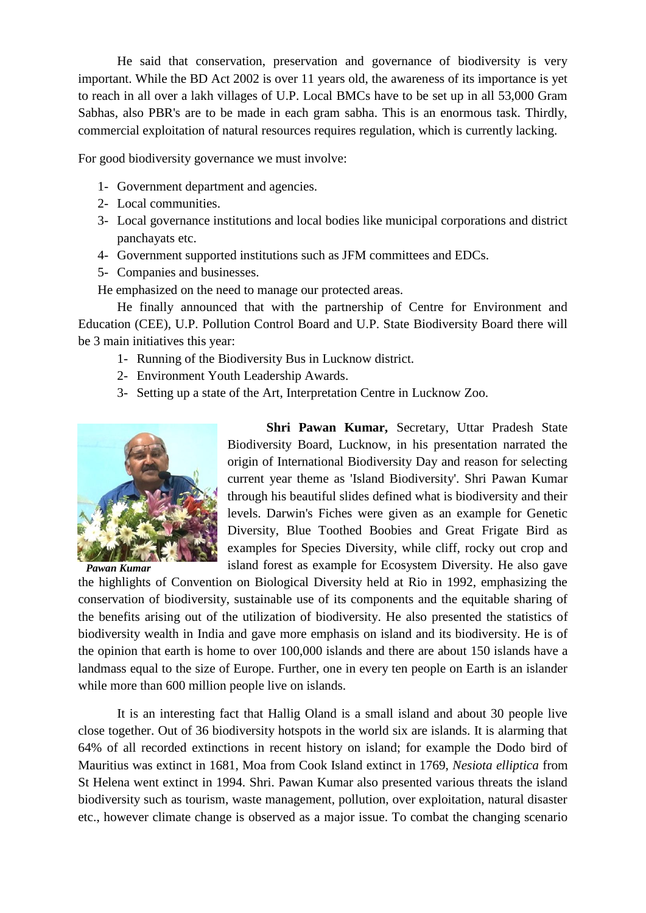He said that conservation, preservation and governance of biodiversity is very important. While the BD Act 2002 is over 11 years old, the awareness of its importance is yet to reach in all over a lakh villages of U.P. Local BMCs have to be set up in all 53,000 Gram Sabhas, also PBR's are to be made in each gram sabha. This is an enormous task. Thirdly, commercial exploitation of natural resources requires regulation, which is currently lacking.

For good biodiversity governance we must involve:

1- Government department and agencies.
2- Local communities.
3- Local governance institutions and local bodies like municipal corporations and district panchayats etc.
4- Government supported institutions such as JFM committees and EDCs.
5- Companies and businesses.

He emphasized on the need to manage our protected areas.

He finally announced that with the partnership of Centre for Environment and Education (CEE), U.P. Pollution Control Board and U.P. State Biodiversity Board there will be 3 main initiatives this year:

1- Running of the Biodiversity Bus in Lucknow district.
2- Environment Youth Leadership Awards.
3- Setting up a state of the Art, Interpretation Centre in Lucknow Zoo.

***Pawan Kumar***

**Shri Pawan Kumar,** Secretary, Uttar Pradesh State Biodiversity Board, Lucknow, in his presentation narrated the origin of International Biodiversity Day and reason for selecting current year theme as 'Island Biodiversity'. Shri Pawan Kumar through his beautiful slides defined what is biodiversity and their levels. Darwin's Fiches were given as an example for Genetic Diversity, Blue Toothed Boobies and Great Frigate Bird as examples for Species Diversity, while cliff, rocky out crop and island forest as example for Ecosystem Diversity. He also gave the highlights of Convention on Biological Diversity held at Rio in 1992, emphasizing the conservation of biodiversity, sustainable use of its components and the equitable sharing of the benefits arising out of the utilization of biodiversity. He also presented the statistics of biodiversity wealth in India and gave more emphasis on island and its biodiversity. He is of the opinion that earth is home to over 100,000 islands and there are about 150 islands have a landmass equal to the size of Europe. Further, one in every ten people on Earth is an islander while more than 600 million people live on islands.

It is an interesting fact that Hallig Oland is a small island and about 30 people live close together. Out of 36 biodiversity hotspots in the world six are islands. It is alarming that 64% of all recorded extinctions in recent history on island; for example the Dodo bird of Mauritius was extinct in 1681, Moa from Cook Island extinct in 1769, *Nesiota elliptica* from St Helena went extinct in 1994. Shri. Pawan Kumar also presented various threats the island biodiversity such as tourism, waste management, pollution, over exploitation, natural disaster etc., however climate change is observed as a major issue. To combat the changing scenario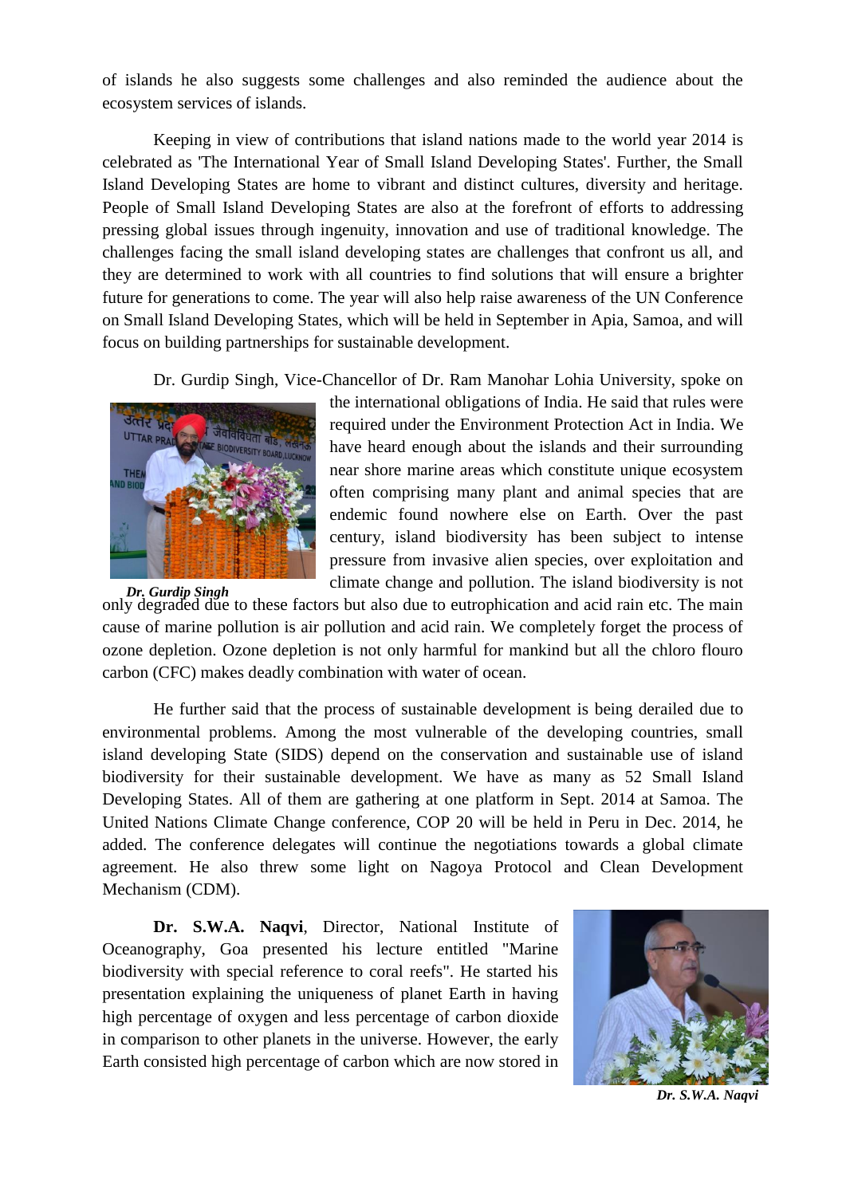of islands he also suggests some challenges and also reminded the audience about the ecosystem services of islands.

Keeping in view of contributions that island nations made to the world year 2014 is celebrated as 'The International Year of Small Island Developing States'. Further, the Small Island Developing States are home to vibrant and distinct cultures, diversity and heritage. People of Small Island Developing States are also at the forefront of efforts to addressing pressing global issues through ingenuity, innovation and use of traditional knowledge. The challenges facing the small island developing states are challenges that confront us all, and they are determined to work with all countries to find solutions that will ensure a brighter future for generations to come. The year will also help raise awareness of the UN Conference on Small Island Developing States, which will be held in September in Apia, Samoa, and will focus on building partnerships for sustainable development.

Dr. Gurdip Singh, Vice-Chancellor of Dr. Ram Manohar Lohia University, spoke on the international obligations of India. He said that rules were required under the Environment Protection Act in India. We have heard enough about the islands and their surrounding near shore marine areas which constitute unique ecosystem often comprising many plant and animal species that are endemic found nowhere else on Earth. Over the past century, island biodiversity has been subject to intense pressure from invasive alien species, over exploitation and climate change and pollution. The island biodiversity is not only degraded due to these factors but also due to eutrophication and acid rain etc. The main cause of marine pollution is air pollution and acid rain. We completely forget the process of ozone depletion. Ozone depletion is not only harmful for mankind but all the chloro flouro carbon (CFC) makes deadly combination with water of ocean.

*Dr. Gurdip Singh*

He further said that the process of sustainable development is being derailed due to environmental problems. Among the most vulnerable of the developing countries, small island developing State (SIDS) depend on the conservation and sustainable use of island biodiversity for their sustainable development. We have as many as 52 Small Island Developing States. All of them are gathering at one platform in Sept. 2014 at Samoa. The United Nations Climate Change conference, COP 20 will be held in Peru in Dec. 2014, he added. The conference delegates will continue the negotiations towards a global climate agreement. He also threw some light on Nagoya Protocol and Clean Development Mechanism (CDM).

**Dr. S.W.A. Naqvi**, Director, National Institute of Oceanography, Goa presented his lecture entitled "Marine biodiversity with special reference to coral reefs". He started his presentation explaining the uniqueness of planet Earth in having high percentage of oxygen and less percentage of carbon dioxide in comparison to other planets in the universe. However, the early Earth consisted high percentage of carbon which are now stored in

*Dr. S.W.A. Naqvi*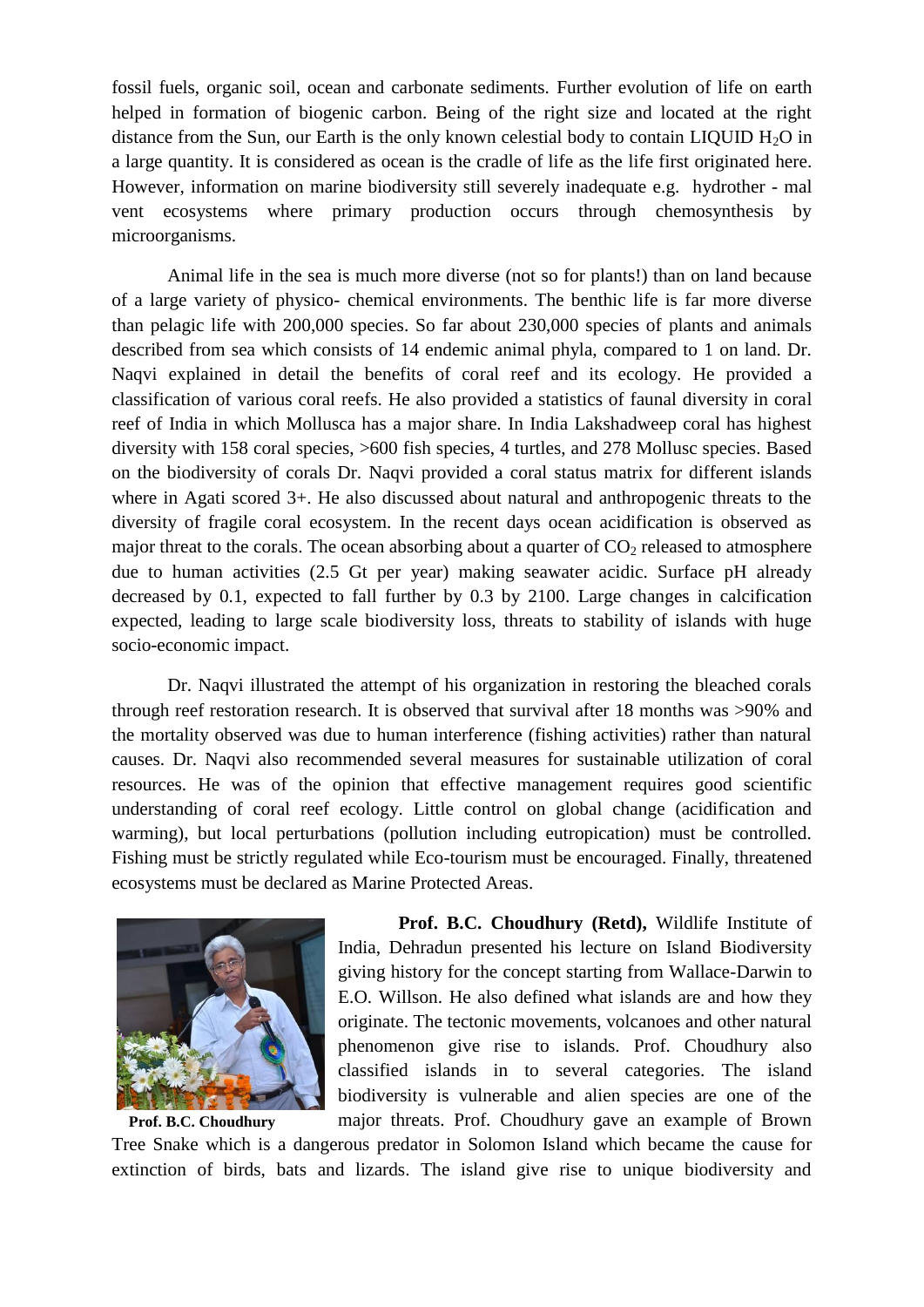fossil fuels, organic soil, ocean and carbonate sediments. Further evolution of life on earth helped in formation of biogenic carbon. Being of the right size and located at the right distance from the Sun, our Earth is the only known celestial body to contain LIQUID $H_2O$ in a large quantity. It is considered as ocean is the cradle of life as the life first originated here. However, information on marine biodiversity still severely inadequate e.g. hydrother - mal vent ecosystems where primary production occurs through chemosynthesis by microorganisms.

Animal life in the sea is much more diverse (not so for plants!) than on land because of a large variety of physico- chemical environments. The benthic life is far more diverse than pelagic life with 200,000 species. So far about 230,000 species of plants and animals described from sea which consists of 14 endemic animal phyla, compared to 1 on land. Dr. Naqvi explained in detail the benefits of coral reef and its ecology. He provided a classification of various coral reefs. He also provided a statistics of faunal diversity in coral reef of India in which Mollusca has a major share. In India Lakshadweep coral has highest diversity with 158 coral species, >600 fish species, 4 turtles, and 278 Mollusc species. Based on the biodiversity of corals Dr. Naqvi provided a coral status matrix for different islands where in Agati scored 3+. He also discussed about natural and anthropogenic threats to the diversity of fragile coral ecosystem. In the recent days ocean acidification is observed as major threat to the corals. The ocean absorbing about a quarter of $CO_2$ released to atmosphere due to human activities (2.5 Gt per year) making seawater acidic. Surface pH already decreased by 0.1, expected to fall further by 0.3 by 2100. Large changes in calcification expected, leading to large scale biodiversity loss, threats to stability of islands with huge socio-economic impact.

Dr. Naqvi illustrated the attempt of his organization in restoring the bleached corals through reef restoration research. It is observed that survival after 18 months was >90% and the mortality observed was due to human interference (fishing activities) rather than natural causes. Dr. Naqvi also recommended several measures for sustainable utilization of coral resources. He was of the opinion that effective management requires good scientific understanding of coral reef ecology. Little control on global change (acidification and warming), but local perturbations (pollution including eutropication) must be controlled. Fishing must be strictly regulated while Eco-tourism must be encouraged. Finally, threatened ecosystems must be declared as Marine Protected Areas.

**Prof. B.C. Choudhury**

**Prof. B.C. Choudhury (Retd),** Wildlife Institute of India, Dehradun presented his lecture on Island Biodiversity giving history for the concept starting from Wallace-Darwin to E.O. Willson. He also defined what islands are and how they originate. The tectonic movements, volcanoes and other natural phenomenon give rise to islands. Prof. Choudhury also classified islands in to several categories. The island biodiversity is vulnerable and alien species are one of the major threats. Prof. Choudhury gave an example of Brown Tree Snake which is a dangerous predator in Solomon Island which became the cause for extinction of birds, bats and lizards. The island give rise to unique biodiversity and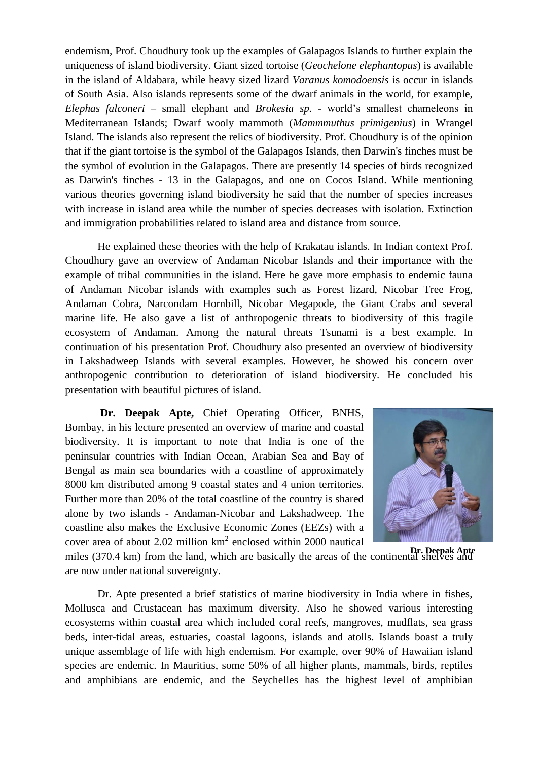endemism, Prof. Choudhury took up the examples of Galapagos Islands to further explain the uniqueness of island biodiversity. Giant sized tortoise (*Geochelone elephantopus*) is available in the island of Aldabara, while heavy sized lizard *Varanus komodoensis* is occur in islands of South Asia. Also islands represents some of the dwarf animals in the world, for example, *Elephas falconeri* – small elephant and *Brokesia sp.* - world's smallest chameleons in Mediterranean Islands; Dwarf wooly mammoth (*Mammmuthus primigenius*) in Wrangel Island. The islands also represent the relics of biodiversity. Prof. Choudhury is of the opinion that if the giant tortoise is the symbol of the Galapagos Islands, then Darwin's finches must be the symbol of evolution in the Galapagos. There are presently 14 species of birds recognized as Darwin's finches - 13 in the Galapagos, and one on Cocos Island. While mentioning various theories governing island biodiversity he said that the number of species increases with increase in island area while the number of species decreases with isolation. Extinction and immigration probabilities related to island area and distance from source.

He explained these theories with the help of Krakatau islands. In Indian context Prof. Choudhury gave an overview of Andaman Nicobar Islands and their importance with the example of tribal communities in the island. Here he gave more emphasis to endemic fauna of Andaman Nicobar islands with examples such as Forest lizard, Nicobar Tree Frog, Andaman Cobra, Narcondam Hornbill, Nicobar Megapode, the Giant Crabs and several marine life. He also gave a list of anthropogenic threats to biodiversity of this fragile ecosystem of Andaman. Among the natural threats Tsunami is a best example. In continuation of his presentation Prof. Choudhury also presented an overview of biodiversity in Lakshadweep Islands with several examples. However, he showed his concern over anthropogenic contribution to deterioration of island biodiversity. He concluded his presentation with beautiful pictures of island.

**Dr. Deepak Apte,** Chief Operating Officer, BNHS, Bombay, in his lecture presented an overview of marine and coastal biodiversity. It is important to note that India is one of the peninsular countries with Indian Ocean, Arabian Sea and Bay of Bengal as main sea boundaries with a coastline of approximately 8000 km distributed among 9 coastal states and 4 union territories. Further more than 20% of the total coastline of the country is shared alone by two islands - Andaman-Nicobar and Lakshadweep. The coastline also makes the Exclusive Economic Zones (EEZs) with a cover area of about 2.02 million km$^2$ enclosed within 2000 nautical miles (370.4 km) from the land, which are basically the areas of the continental shelves and are now under national sovereignty.

**Dr. Deepak Apte**

Dr. Apte presented a brief statistics of marine biodiversity in India where in fishes, Mollusca and Crustacean has maximum diversity. Also he showed various interesting ecosystems within coastal area which included coral reefs, mangroves, mudflats, sea grass beds, inter-tidal areas, estuaries, coastal lagoons, islands and atolls. Islands boast a truly unique assemblage of life with high endemism. For example, over 90% of Hawaiian island species are endemic. In Mauritius, some 50% of all higher plants, mammals, birds, reptiles and amphibians are endemic, and the Seychelles has the highest level of amphibian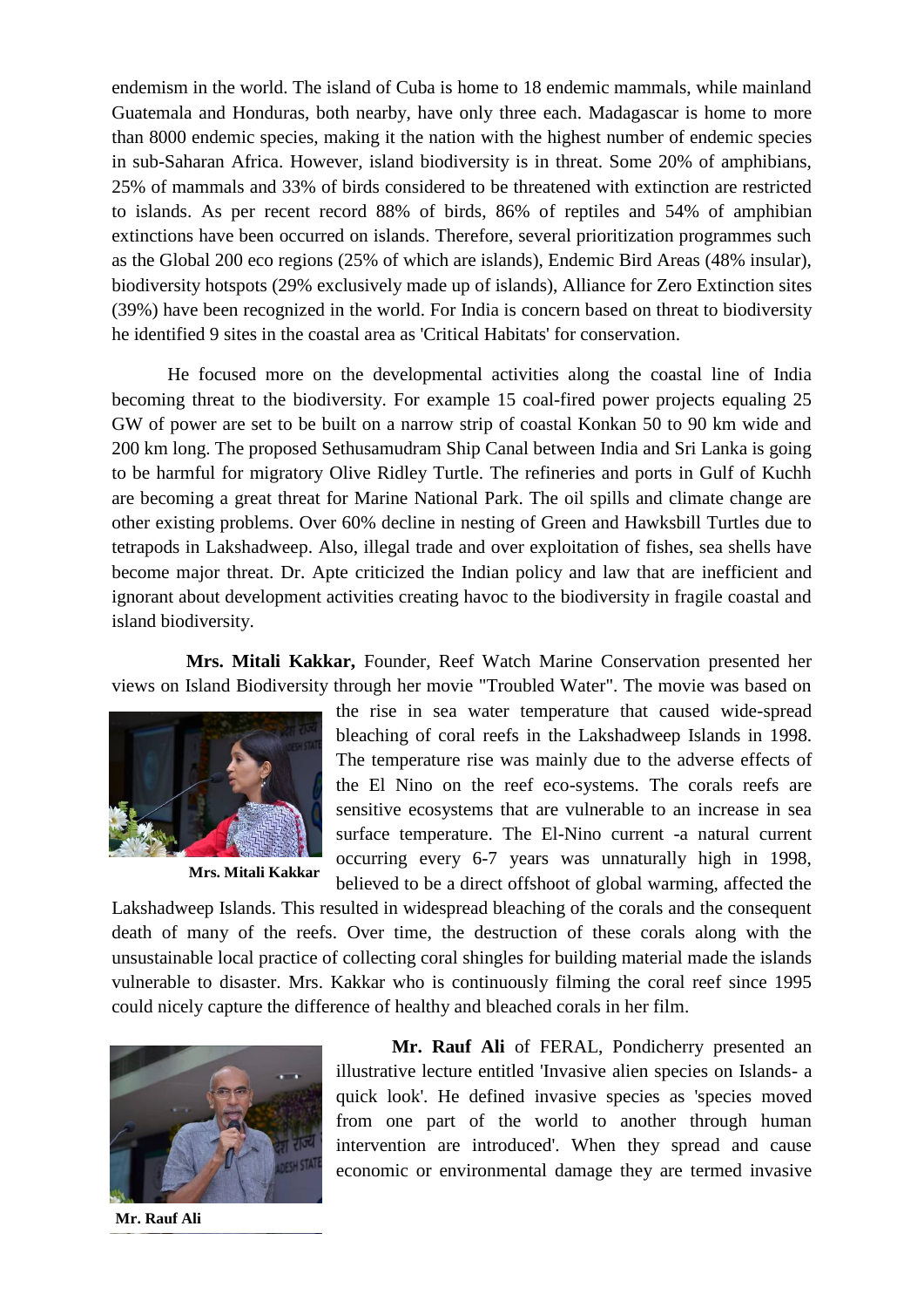endemism in the world. The island of Cuba is home to 18 endemic mammals, while mainland Guatemala and Honduras, both nearby, have only three each. Madagascar is home to more than 8000 endemic species, making it the nation with the highest number of endemic species in sub-Saharan Africa. However, island biodiversity is in threat. Some 20% of amphibians, 25% of mammals and 33% of birds considered to be threatened with extinction are restricted to islands. As per recent record 88% of birds, 86% of reptiles and 54% of amphibian extinctions have been occurred on islands. Therefore, several prioritization programmes such as the Global 200 eco regions (25% of which are islands), Endemic Bird Areas (48% insular), biodiversity hotspots (29% exclusively made up of islands), Alliance for Zero Extinction sites (39%) have been recognized in the world. For India is concern based on threat to biodiversity he identified 9 sites in the coastal area as 'Critical Habitats' for conservation.

He focused more on the developmental activities along the coastal line of India becoming threat to the biodiversity. For example 15 coal-fired power projects equaling 25 GW of power are set to be built on a narrow strip of coastal Konkan 50 to 90 km wide and 200 km long. The proposed Sethusamudram Ship Canal between India and Sri Lanka is going to be harmful for migratory Olive Ridley Turtle. The refineries and ports in Gulf of Kuchh are becoming a great threat for Marine National Park. The oil spills and climate change are other existing problems. Over 60% decline in nesting of Green and Hawksbill Turtles due to tetrapods in Lakshadweep. Also, illegal trade and over exploitation of fishes, sea shells have become major threat. Dr. Apte criticized the Indian policy and law that are inefficient and ignorant about development activities creating havoc to the biodiversity in fragile coastal and island biodiversity.

**Mrs. Mitali Kakkar,** Founder, Reef Watch Marine Conservation presented her views on Island Biodiversity through her movie "Troubled Water". The movie was based on the rise in sea water temperature that caused wide-spread bleaching of coral reefs in the Lakshadweep Islands in 1998. The temperature rise was mainly due to the adverse effects of the El Nino on the reef eco-systems. The corals reefs are sensitive ecosystems that are vulnerable to an increase in sea surface temperature. The El-Nino current -a natural current occurring every 6-7 years was unnaturally high in 1998, believed to be a direct offshoot of global warming, affected the Lakshadweep Islands. This resulted in widespread bleaching of the corals and the consequent death of many of the reefs. Over time, the destruction of these corals along with the unsustainable local practice of collecting coral shingles for building material made the islands vulnerable to disaster. Mrs. Kakkar who is continuously filming the coral reef since 1995 could nicely capture the difference of healthy and bleached corals in her film.

**Mrs. Mitali Kakkar**

**Mr. Rauf Ali** of FERAL, Pondicherry presented an illustrative lecture entitled 'Invasive alien species on Islands- a quick look'. He defined invasive species as 'species moved from one part of the world to another through human intervention are introduced'. When they spread and cause economic or environmental damage they are termed invasive

**Mr. Rauf Ali**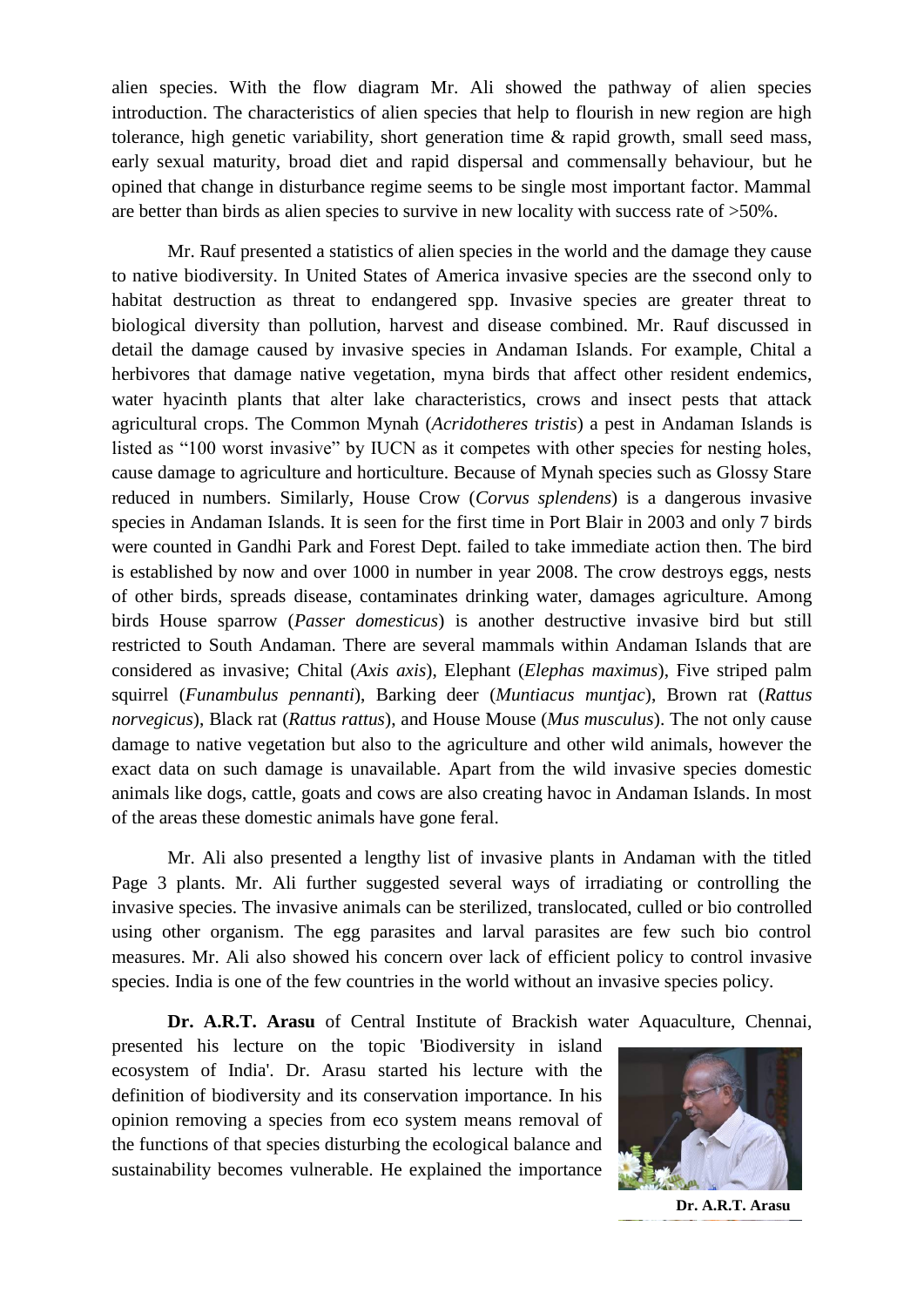alien species. With the flow diagram Mr. Ali showed the pathway of alien species introduction. The characteristics of alien species that help to flourish in new region are high tolerance, high genetic variability, short generation time & rapid growth, small seed mass, early sexual maturity, broad diet and rapid dispersal and commensally behaviour, but he opined that change in disturbance regime seems to be single most important factor. Mammal are better than birds as alien species to survive in new locality with success rate of >50%.

Mr. Rauf presented a statistics of alien species in the world and the damage they cause to native biodiversity. In United States of America invasive species are the ssecond only to habitat destruction as threat to endangered spp. Invasive species are greater threat to biological diversity than pollution, harvest and disease combined. Mr. Rauf discussed in detail the damage caused by invasive species in Andaman Islands. For example, Chital a herbivores that damage native vegetation, myna birds that affect other resident endemics, water hyacinth plants that alter lake characteristics, crows and insect pests that attack agricultural crops. The Common Mynah (*Acridotheres tristis*) a pest in Andaman Islands is listed as "100 worst invasive" by IUCN as it competes with other species for nesting holes, cause damage to agriculture and horticulture. Because of Mynah species such as Glossy Stare reduced in numbers. Similarly, House Crow (*Corvus splendens*) is a dangerous invasive species in Andaman Islands. It is seen for the first time in Port Blair in 2003 and only 7 birds were counted in Gandhi Park and Forest Dept. failed to take immediate action then. The bird is established by now and over 1000 in number in year 2008. The crow destroys eggs, nests of other birds, spreads disease, contaminates drinking water, damages agriculture. Among birds House sparrow (*Passer domesticus*) is another destructive invasive bird but still restricted to South Andaman. There are several mammals within Andaman Islands that are considered as invasive; Chital (*Axis axis*), Elephant (*Elephas maximus*), Five striped palm squirrel (*Funambulus pennanti*), Barking deer (*Muntiacus muntjac*), Brown rat (*Rattus norvegicus*), Black rat (*Rattus rattus*), and House Mouse (*Mus musculus*). The not only cause damage to native vegetation but also to the agriculture and other wild animals, however the exact data on such damage is unavailable. Apart from the wild invasive species domestic animals like dogs, cattle, goats and cows are also creating havoc in Andaman Islands. In most of the areas these domestic animals have gone feral.

Mr. Ali also presented a lengthy list of invasive plants in Andaman with the titled Page 3 plants. Mr. Ali further suggested several ways of irradiating or controlling the invasive species. The invasive animals can be sterilized, translocated, culled or bio controlled using other organism. The egg parasites and larval parasites are few such bio control measures. Mr. Ali also showed his concern over lack of efficient policy to control invasive species. India is one of the few countries in the world without an invasive species policy.

**Dr. A.R.T. Arasu** of Central Institute of Brackish water Aquaculture, Chennai, presented his lecture on the topic 'Biodiversity in island ecosystem of India'. Dr. Arasu started his lecture with the definition of biodiversity and its conservation importance. In his opinion removing a species from eco system means removal of the functions of that species disturbing the ecological balance and sustainability becomes vulnerable. He explained the importance

**Dr. A.R.T. Arasu**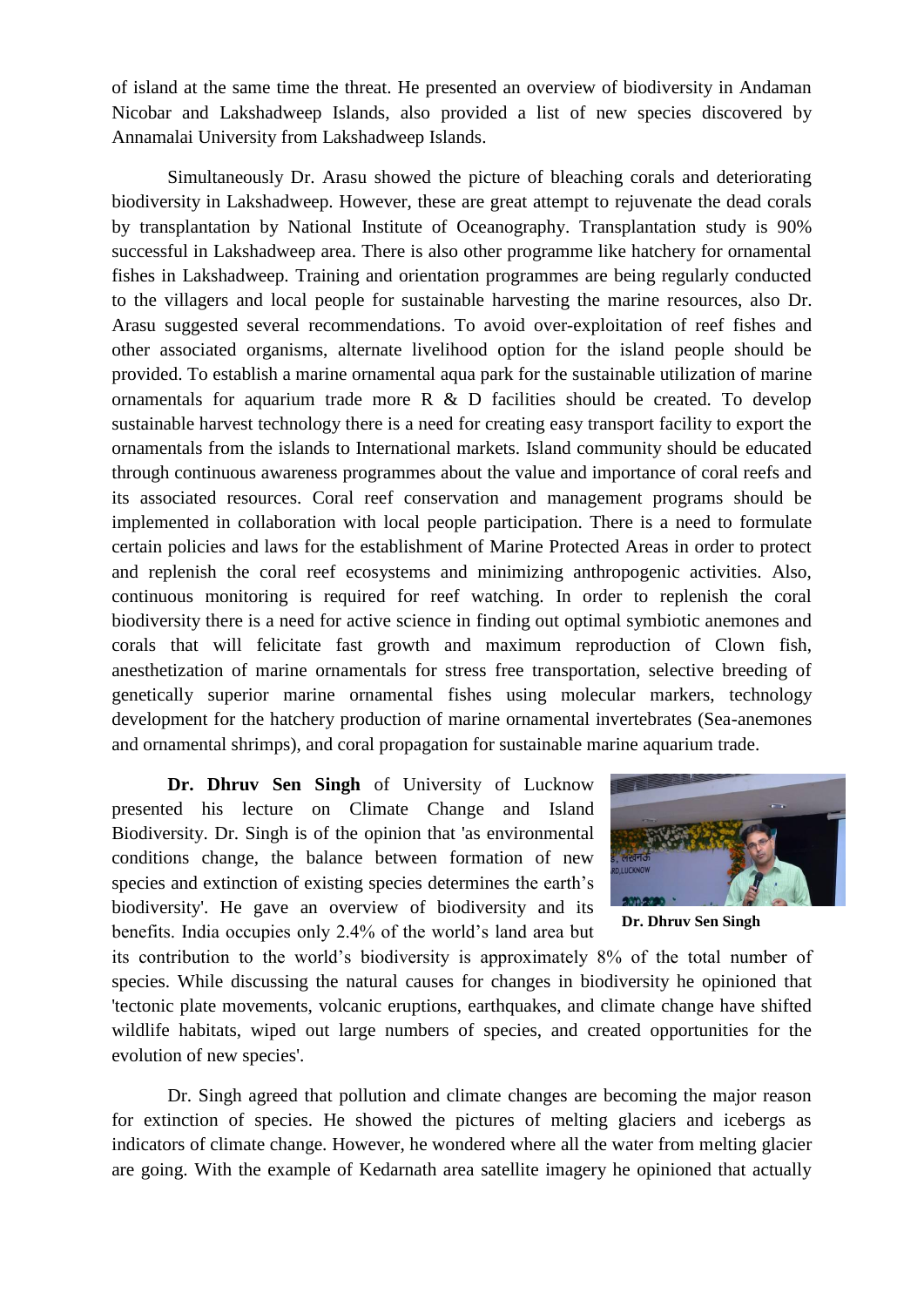of island at the same time the threat. He presented an overview of biodiversity in Andaman Nicobar and Lakshadweep Islands, also provided a list of new species discovered by Annamalai University from Lakshadweep Islands.

Simultaneously Dr. Arasu showed the picture of bleaching corals and deteriorating biodiversity in Lakshadweep. However, these are great attempt to rejuvenate the dead corals by transplantation by National Institute of Oceanography. Transplantation study is 90% successful in Lakshadweep area. There is also other programme like hatchery for ornamental fishes in Lakshadweep. Training and orientation programmes are being regularly conducted to the villagers and local people for sustainable harvesting the marine resources, also Dr. Arasu suggested several recommendations. To avoid over-exploitation of reef fishes and other associated organisms, alternate livelihood option for the island people should be provided. To establish a marine ornamental aqua park for the sustainable utilization of marine ornamentals for aquarium trade more R & D facilities should be created. To develop sustainable harvest technology there is a need for creating easy transport facility to export the ornamentals from the islands to International markets. Island community should be educated through continuous awareness programmes about the value and importance of coral reefs and its associated resources. Coral reef conservation and management programs should be implemented in collaboration with local people participation. There is a need to formulate certain policies and laws for the establishment of Marine Protected Areas in order to protect and replenish the coral reef ecosystems and minimizing anthropogenic activities. Also, continuous monitoring is required for reef watching. In order to replenish the coral biodiversity there is a need for active science in finding out optimal symbiotic anemones and corals that will felicitate fast growth and maximum reproduction of Clown fish, anesthetization of marine ornamentals for stress free transportation, selective breeding of genetically superior marine ornamental fishes using molecular markers, technology development for the hatchery production of marine ornamental invertebrates (Sea-anemones and ornamental shrimps), and coral propagation for sustainable marine aquarium trade.

**Dr. Dhruv Sen Singh** of University of Lucknow presented his lecture on Climate Change and Island Biodiversity. Dr. Singh is of the opinion that 'as environmental conditions change, the balance between formation of new species and extinction of existing species determines the earth's biodiversity'. He gave an overview of biodiversity and its benefits. India occupies only 2.4% of the world's land area but its contribution to the world's biodiversity is approximately 8% of the total number of species. While discussing the natural causes for changes in biodiversity he opinioned that 'tectonic plate movements, volcanic eruptions, earthquakes, and climate change have shifted wildlife habitats, wiped out large numbers of species, and created opportunities for the evolution of new species'.

**Dr. Dhruv Sen Singh**

Dr. Singh agreed that pollution and climate changes are becoming the major reason for extinction of species. He showed the pictures of melting glaciers and icebergs as indicators of climate change. However, he wondered where all the water from melting glacier are going. With the example of Kedarnath area satellite imagery he opinioned that actually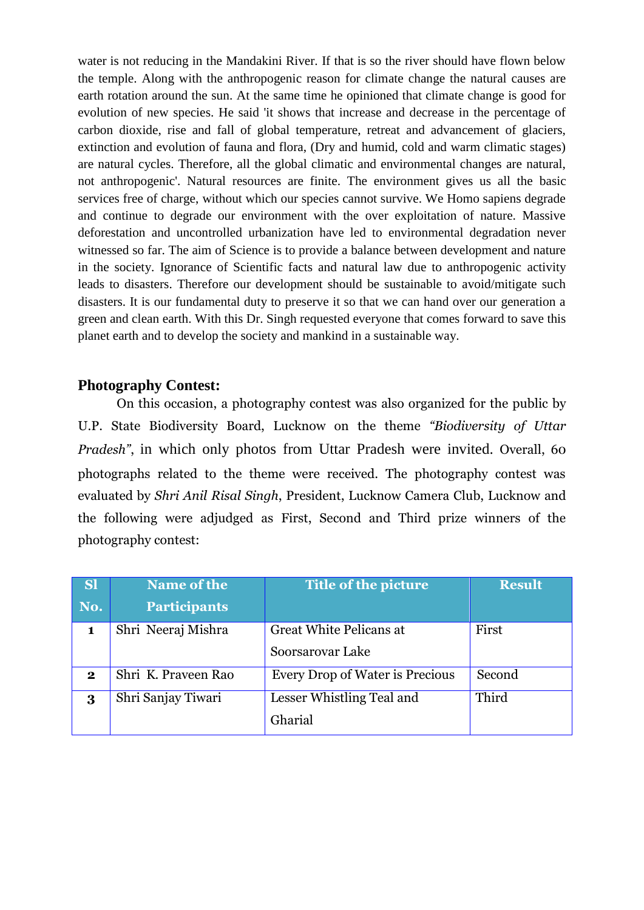water is not reducing in the Mandakini River. If that is so the river should have flown below the temple. Along with the anthropogenic reason for climate change the natural causes are earth rotation around the sun. At the same time he opinioned that climate change is good for evolution of new species. He said 'it shows that increase and decrease in the percentage of carbon dioxide, rise and fall of global temperature, retreat and advancement of glaciers, extinction and evolution of fauna and flora, (Dry and humid, cold and warm climatic stages) are natural cycles. Therefore, all the global climatic and environmental changes are natural, not anthropogenic'. Natural resources are finite. The environment gives us all the basic services free of charge, without which our species cannot survive. We Homo sapiens degrade and continue to degrade our environment with the over exploitation of nature. Massive deforestation and uncontrolled urbanization have led to environmental degradation never witnessed so far. The aim of Science is to provide a balance between development and nature in the society. Ignorance of Scientific facts and natural law due to anthropogenic activity leads to disasters. Therefore our development should be sustainable to avoid/mitigate such disasters. It is our fundamental duty to preserve it so that we can hand over our generation a green and clean earth. With this Dr. Singh requested everyone that comes forward to save this planet earth and to develop the society and mankind in a sustainable way.

## Photography Contest:

On this occasion, a photography contest was also organized for the public by U.P. State Biodiversity Board, Lucknow on the theme *"Biodiversity of Uttar Pradesh"*, in which only photos from Uttar Pradesh were invited. Overall, 60 photographs related to the theme were received. The photography contest was evaluated by *Shri Anil Risal Singh*, President, Lucknow Camera Club, Lucknow and the following were adjudged as First, Second and Third prize winners of the photography contest:

| Sl No. | Name of the Participants | Title of the picture | Result |
|---|---|---|---|
| 1 | Shri Neeraj Mishra | Great White Pelicans at Soorsarovar Lake | First |
| 2 | Shri K. Praveen Rao | Every Drop of Water is Precious | Second |
| 3 | Shri Sanjay Tiwari | Lesser Whistling Teal and Gharial | Third |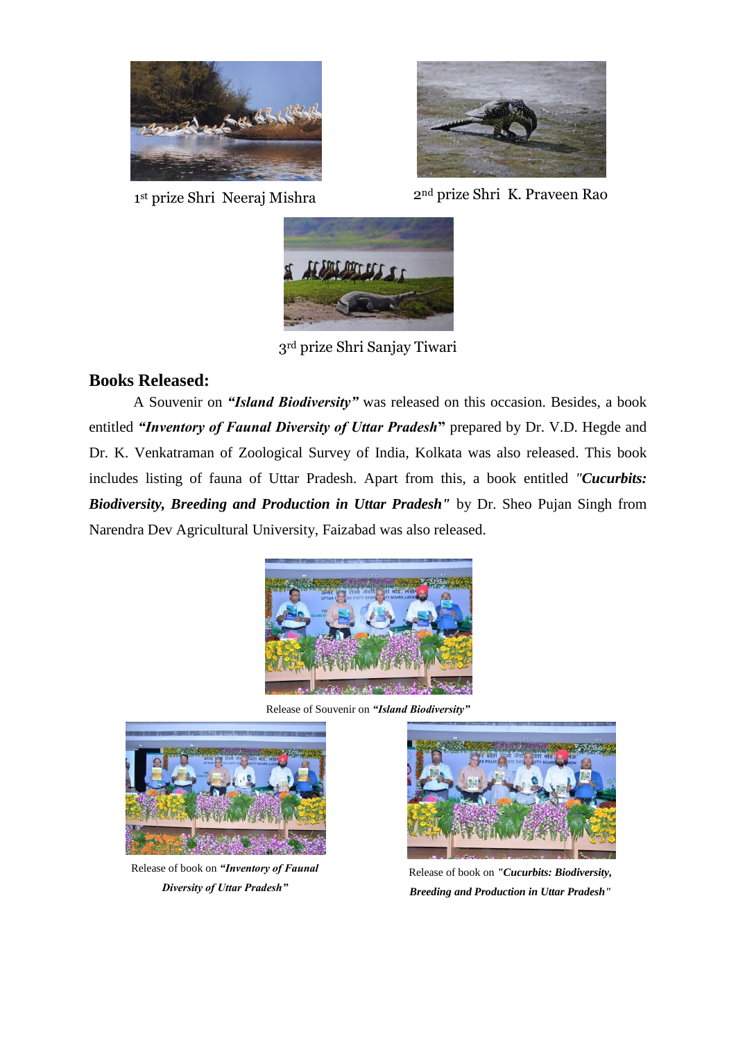1st prize Shri Neeraj Mishra

2nd prize Shri K. Praveen Rao

3rd prize Shri Sanjay Tiwari

## Books Released:

A Souvenir on ***"Island Biodiversity"*** was released on this occasion. Besides, a book entitled ***"Inventory of Faunal Diversity of Uttar Pradesh*"** prepared by Dr. V.D. Hegde and Dr. K. Venkatraman of Zoological Survey of India, Kolkata was also released. This book includes listing of fauna of Uttar Pradesh. Apart from this, a book entitled ***"Cucurbits: Biodiversity, Breeding and Production in Uttar Pradesh"*** by Dr. Sheo Pujan Singh from Narendra Dev Agricultural University, Faizabad was also released.

Release of Souvenir on ***"Island Biodiversity"***

Release of book on ***"Inventory of Faunal Diversity of Uttar Pradesh"***

Release of book on ***"Cucurbits: Biodiversity, Breeding and Production in Uttar Pradesh"***